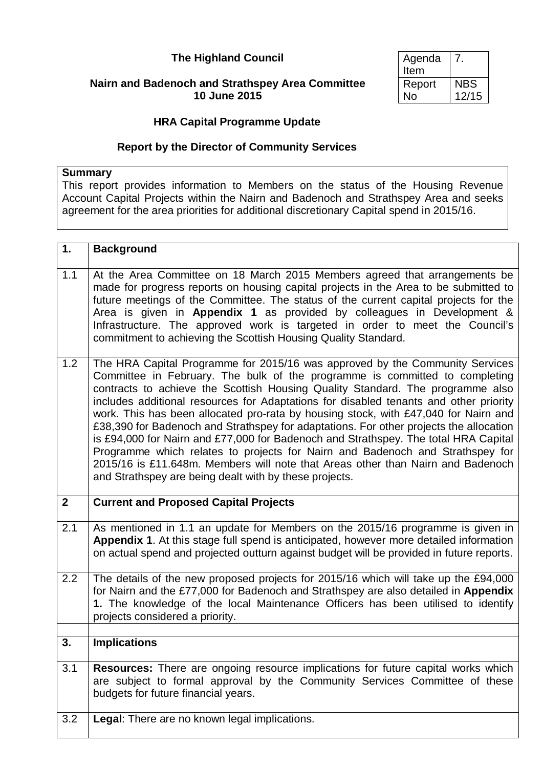# The Highland Council

| Agenda Item | 7. |
|---|---|
| Report No | NBS 12/15 |

## Nairn and Badenoch and Strathspey Area Committee
## 10 June 2015

## HRA Capital Programme Update

### Report by the Director of Community Services

**Summary**

This report provides information to Members on the status of the Housing Revenue Account Capital Projects within the Nairn and Badenoch and Strathspey Area and seeks agreement for the area priorities for additional discretionary Capital spend in 2015/16.

| | |
|---|---|
| **1.** | **Background** |
| 1.1 | At the Area Committee on 18 March 2015 Members agreed that arrangements be made for progress reports on housing capital projects in the Area to be submitted to future meetings of the Committee. The status of the current capital projects for the Area is given in **Appendix 1** as provided by colleagues in Development & Infrastructure. The approved work is targeted in order to meet the Council's commitment to achieving the Scottish Housing Quality Standard. |
| 1.2 | The HRA Capital Programme for 2015/16 was approved by the Community Services Committee in February. The bulk of the programme is committed to completing contracts to achieve the Scottish Housing Quality Standard. The programme also includes additional resources for Adaptations for disabled tenants and other priority work. This has been allocated pro-rata by housing stock, with £47,040 for Nairn and £38,390 for Badenoch and Strathspey for adaptations. For other projects the allocation is £94,000 for Nairn and £77,000 for Badenoch and Strathspey. The total HRA Capital Programme which relates to projects for Nairn and Badenoch and Strathspey for 2015/16 is £11.648m. Members will note that Areas other than Nairn and Badenoch and Strathspey are being dealt with by these projects. |
| **2** | **Current and Proposed Capital Projects** |
| 2.1 | As mentioned in 1.1 an update for Members on the 2015/16 programme is given in **Appendix 1**. At this stage full spend is anticipated, however more detailed information on actual spend and projected outturn against budget will be provided in future reports. |
| 2.2 | The details of the new proposed projects for 2015/16 which will take up the £94,000 for Nairn and the £77,000 for Badenoch and Strathspey are also detailed in **Appendix 1.** The knowledge of the local Maintenance Officers has been utilised to identify projects considered a priority. |
| | |
| **3.** | **Implications** |
| 3.1 | **Resources:** There are ongoing resource implications for future capital works which are subject to formal approval by the Community Services Committee of these budgets for future financial years. |
| 3.2 | **Legal**: There are no known legal implications. |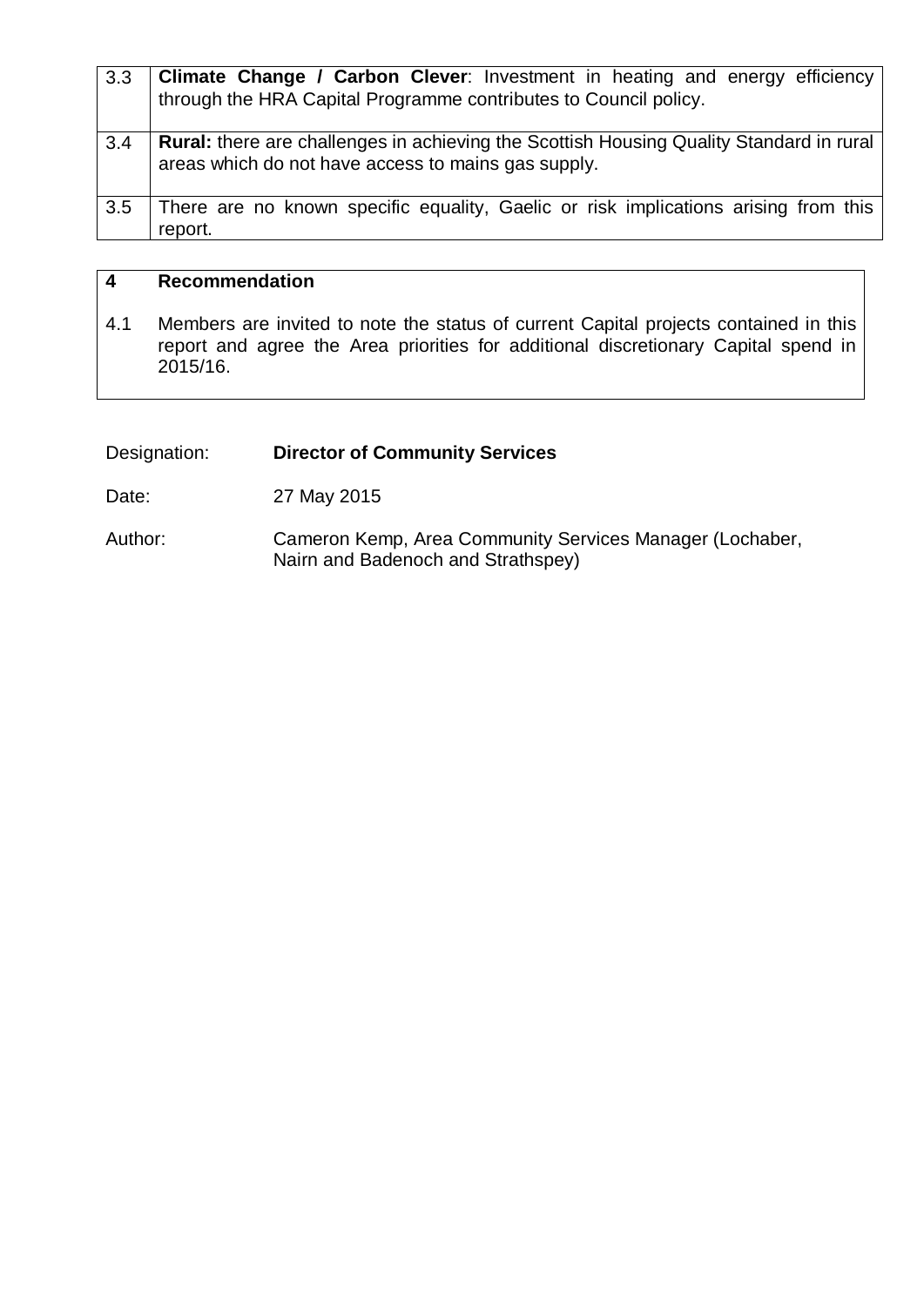| | |
|---|---|
| 3.3 | **Climate Change / Carbon Clever**: Investment in heating and energy efficiency through the HRA Capital Programme contributes to Council policy. |
| 3.4 | **Rural:** there are challenges in achieving the Scottish Housing Quality Standard in rural areas which do not have access to mains gas supply. |
| 3.5 | There are no known specific equality, Gaelic or risk implications arising from this report. |

## 4 Recommendation

4.1 Members are invited to note the status of current Capital projects contained in this report and agree the Area priorities for additional discretionary Capital spend in 2015/16.

Designation: **Director of Community Services**

Date: 27 May 2015

Author: Cameron Kemp, Area Community Services Manager (Lochaber, Nairn and Badenoch and Strathspey)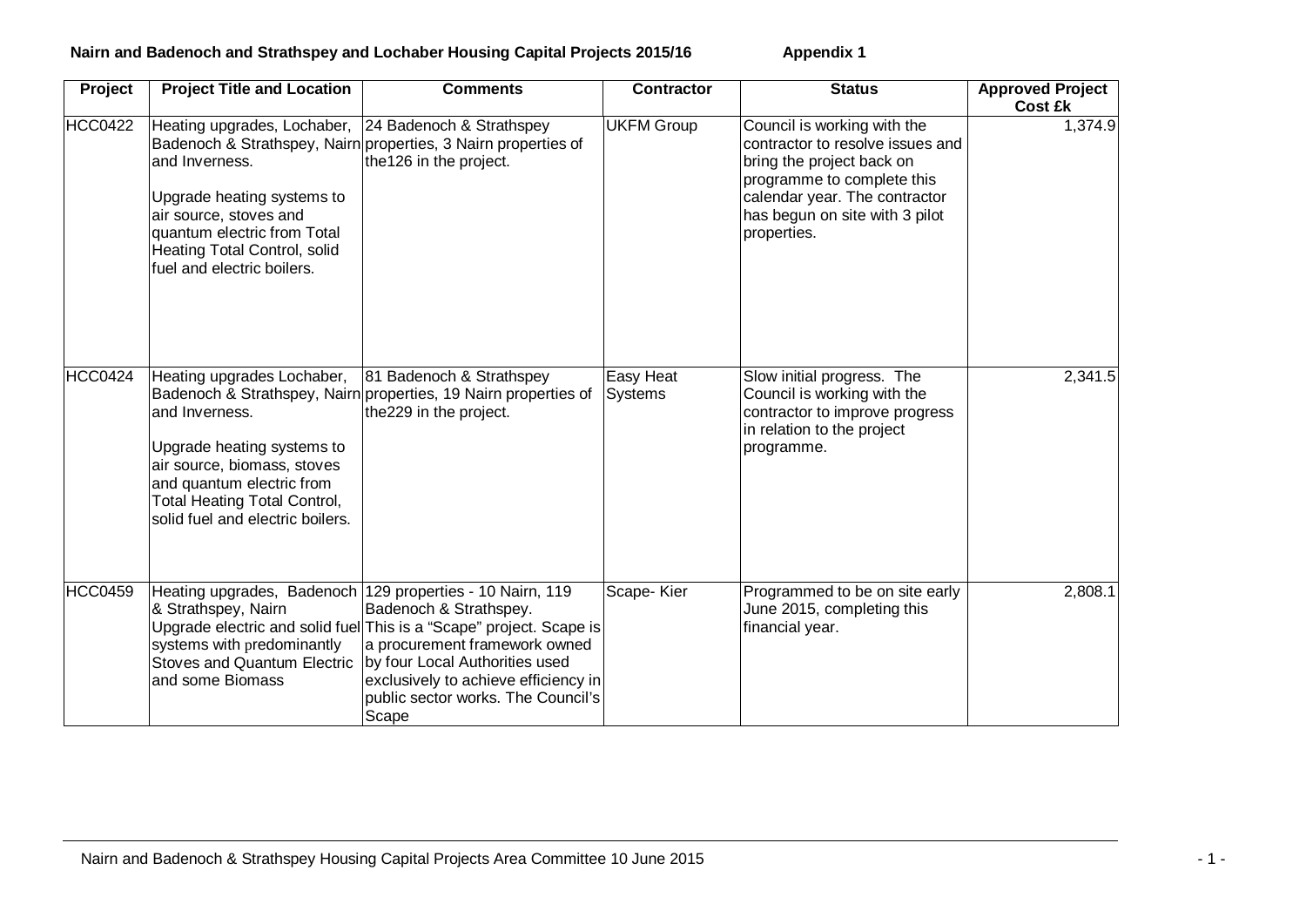**Nairn and Badenoch and Strathspey and Lochaber Housing Capital Projects 2015/16** **Appendix 1**

| Project | Project Title and Location | Comments | Contractor | Status | Approved Project Cost £k |
|---|---|---|---|---|---|
| HCC0422 | Heating upgrades, Lochaber, Badenoch & Strathspey, Nairn and Inverness.<br><br>Upgrade heating systems to air source, stoves and quantum electric from Total Heating Total Control, solid fuel and electric boilers. | 24 Badenoch & Strathspey properties, 3 Nairn properties of the126 in the project. | UKFM Group | Council is working with the contractor to resolve issues and bring the project back on programme to complete this calendar year. The contractor has begun on site with 3 pilot properties. | 1,374.9 |
| HCC0424 | Heating upgrades Lochaber, Badenoch & Strathspey, Nairn and Inverness.<br><br>Upgrade heating systems to air source, biomass, stoves and quantum electric from Total Heating Total Control, solid fuel and electric boilers. | 81 Badenoch & Strathspey properties, 19 Nairn properties of the229 in the project. | Easy Heat Systems | Slow initial progress. The Council is working with the contractor to improve progress in relation to the project programme. | 2,341.5 |
| HCC0459 | Heating upgrades, Badenoch & Strathspey, Nairn<br>Upgrade electric and solid fuel systems with predominantly Stoves and Quantum Electric and some Biomass | 129 properties - 10 Nairn, 119 Badenoch & Strathspey.<br>This is a "Scape" project. Scape is a procurement framework owned by four Local Authorities used exclusively to achieve efficiency in public sector works. The Council's Scape | Scape- Kier | Programmed to be on site early June 2015, completing this financial year. | 2,808.1 |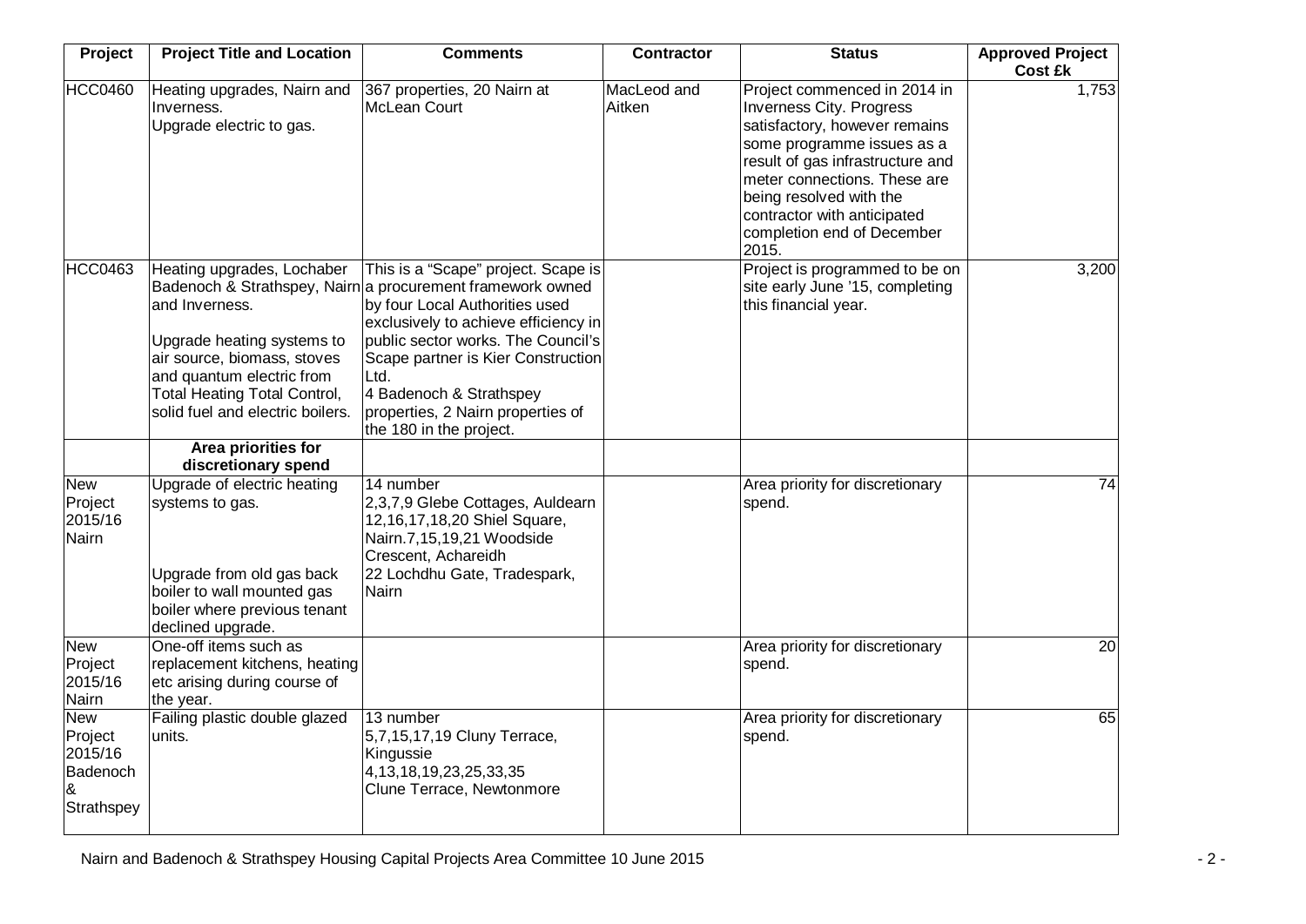| Project | Project Title and Location | Comments | Contractor | Status | Approved Project Cost £k |
|---|---|---|---|---|---|
| HCC0460 | Heating upgrades, Nairn and Inverness.<br>Upgrade electric to gas. | 367 properties, 20 Nairn at McLean Court | MacLeod and Aitken | Project commenced in 2014 in Inverness City. Progress satisfactory, however remains some programme issues as a result of gas infrastructure and meter connections. These are being resolved with the contractor with anticipated completion end of December 2015. | 1,753 |
| HCC0463 | Heating upgrades, Lochaber Badenoch & Strathspey, Nairn and Inverness.<br><br>Upgrade heating systems to air source, biomass, stoves and quantum electric from Total Heating Total Control, solid fuel and electric boilers. | This is a "Scape" project. Scape is a procurement framework owned by four Local Authorities used exclusively to achieve efficiency in public sector works. The Council's Scape partner is Kier Construction Ltd.<br>4 Badenoch & Strathspey properties, 2 Nairn properties of the 180 in the project. | | Project is programmed to be on site early June '15, completing this financial year. | 3,200 |
| | **Area priorities for discretionary spend** | | | | |
| New Project 2015/16 Nairn | Upgrade of electric heating systems to gas.<br><br>Upgrade from old gas back boiler to wall mounted gas boiler where previous tenant declined upgrade. | 14 number<br>2,3,7,9 Glebe Cottages, Auldearn<br>12,16,17,18,20 Shiel Square, Nairn.7,15,19,21 Woodside Crescent, Achareidh<br>22 Lochdhu Gate, Tradespark, Nairn | | Area priority for discretionary spend. | 74 |
| New Project 2015/16 Nairn | One-off items such as replacement kitchens, heating etc arising during course of the year. | | | Area priority for discretionary spend. | 20 |
| New Project 2015/16 Badenoch & Strathspey | Failing plastic double glazed units. | 13 number<br>5,7,15,17,19 Cluny Terrace, Kingussie<br>4,13,18,19,23,25,33,35 Clune Terrace, Newtonmore | | Area priority for discretionary spend. | 65 |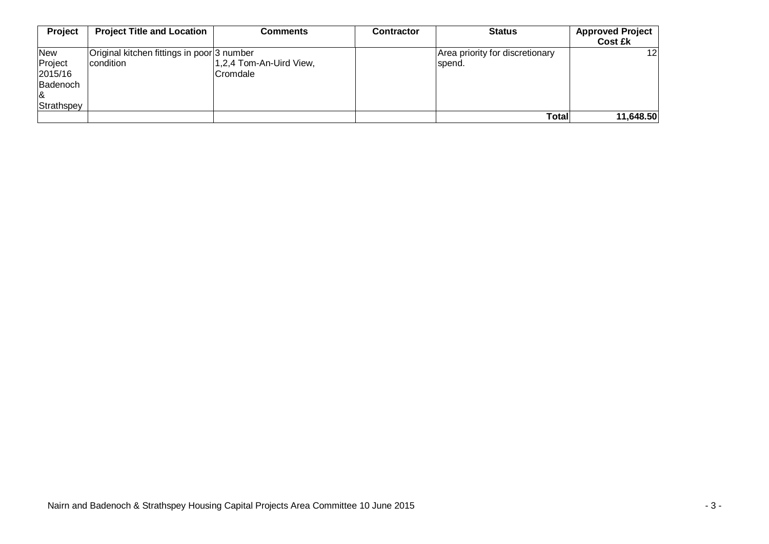| Project | Project Title and Location | Comments | Contractor | Status | Approved Project Cost £k |
|---|---|---|---|---|---|
| New Project 2015/16 Badenoch & Strathspey | Original kitchen fittings in poor condition | 3 number 1,2,4 Tom-An-Uird View, Cromdale | | Area priority for discretionary spend. | 12 |
| | | | | **Total** | **11,648.50** |